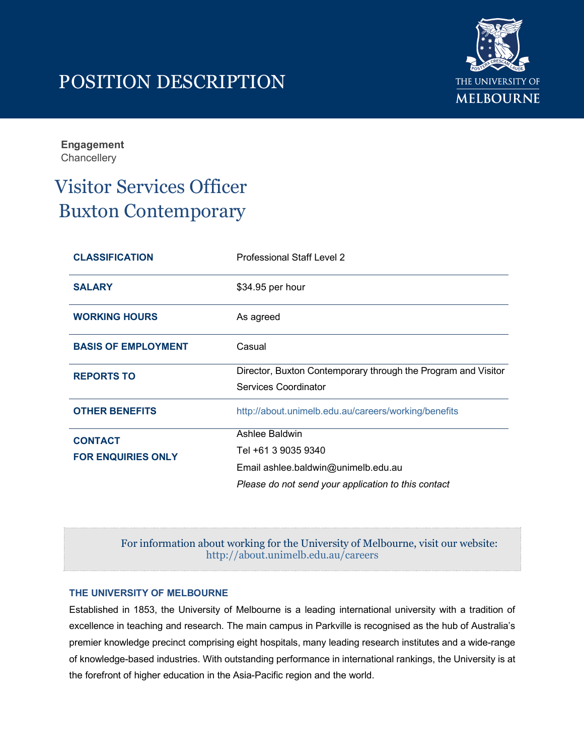# POSITION DESCRIPTION

THE UNIVERSITY OF MELBOURNE

**Engagement**
Chancellery

## Visitor Services Officer
## Buxton Contemporary

| | |
|---|---|
| **CLASSIFICATION** | Professional Staff Level 2 |
| **SALARY** | $34.95 per hour |
| **WORKING HOURS** | As agreed |
| **BASIS OF EMPLOYMENT** | Casual |
| **REPORTS TO** | Director, Buxton Contemporary through the Program and Visitor Services Coordinator |
| **OTHER BENEFITS** | http://about.unimelb.edu.au/careers/working/benefits |
| **CONTACT FOR ENQUIRIES ONLY** | Ashlee Baldwin<br>Tel +61 3 9035 9340<br>Email ashlee.baldwin@unimelb.edu.au<br>*Please do not send your application to this contact* |

For information about working for the University of Melbourne, visit our website:
http://about.unimelb.edu.au/careers

### THE UNIVERSITY OF MELBOURNE

Established in 1853, the University of Melbourne is a leading international university with a tradition of excellence in teaching and research. The main campus in Parkville is recognised as the hub of Australia's premier knowledge precinct comprising eight hospitals, many leading research institutes and a wide-range of knowledge-based industries. With outstanding performance in international rankings, the University is at the forefront of higher education in the Asia-Pacific region and the world.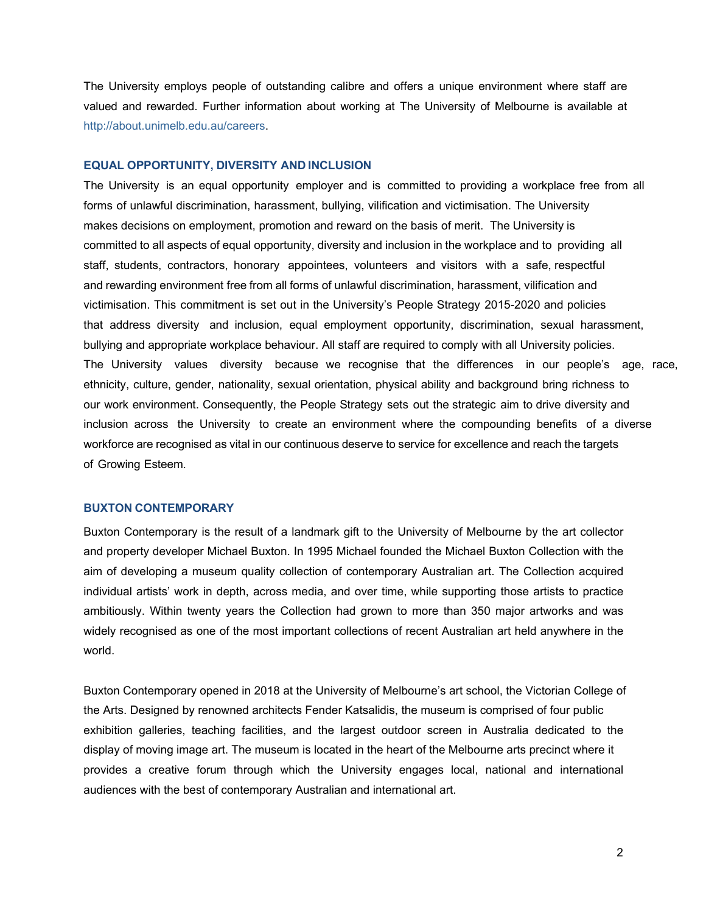The University employs people of outstanding calibre and offers a unique environment where staff are valued and rewarded. Further information about working at The University of Melbourne is available at http://about.unimelb.edu.au/careers.

## EQUAL OPPORTUNITY, DIVERSITY AND INCLUSION

The University is an equal opportunity employer and is committed to providing a workplace free from all forms of unlawful discrimination, harassment, bullying, vilification and victimisation. The University makes decisions on employment, promotion and reward on the basis of merit. The University is committed to all aspects of equal opportunity, diversity and inclusion in the workplace and to providing all staff, students, contractors, honorary appointees, volunteers and visitors with a safe, respectful and rewarding environment free from all forms of unlawful discrimination, harassment, vilification and victimisation. This commitment is set out in the University's People Strategy 2015-2020 and policies that address diversity and inclusion, equal employment opportunity, discrimination, sexual harassment, bullying and appropriate workplace behaviour. All staff are required to comply with all University policies. The University values diversity because we recognise that the differences in our people's age, race, ethnicity, culture, gender, nationality, sexual orientation, physical ability and background bring richness to our work environment. Consequently, the People Strategy sets out the strategic aim to drive diversity and inclusion across the University to create an environment where the compounding benefits of a diverse workforce are recognised as vital in our continuous deserve to service for excellence and reach the targets of Growing Esteem.

## BUXTON CONTEMPORARY

Buxton Contemporary is the result of a landmark gift to the University of Melbourne by the art collector and property developer Michael Buxton. In 1995 Michael founded the Michael Buxton Collection with the aim of developing a museum quality collection of contemporary Australian art. The Collection acquired individual artists' work in depth, across media, and over time, while supporting those artists to practice ambitiously. Within twenty years the Collection had grown to more than 350 major artworks and was widely recognised as one of the most important collections of recent Australian art held anywhere in the world.

Buxton Contemporary opened in 2018 at the University of Melbourne's art school, the Victorian College of the Arts. Designed by renowned architects Fender Katsalidis, the museum is comprised of four public exhibition galleries, teaching facilities, and the largest outdoor screen in Australia dedicated to the display of moving image art. The museum is located in the heart of the Melbourne arts precinct where it provides a creative forum through which the University engages local, national and international audiences with the best of contemporary Australian and international art.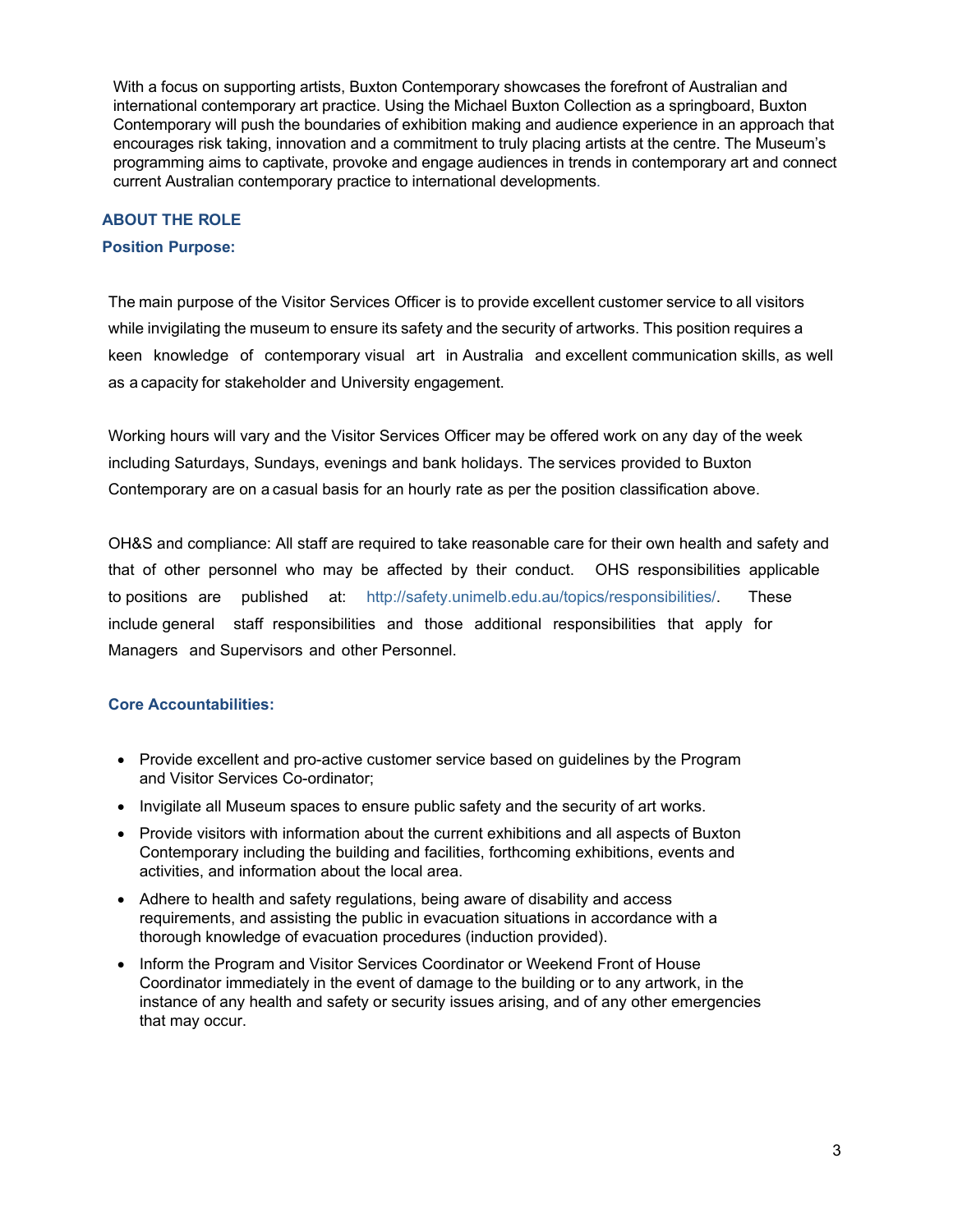With a focus on supporting artists, Buxton Contemporary showcases the forefront of Australian and international contemporary art practice. Using the Michael Buxton Collection as a springboard, Buxton Contemporary will push the boundaries of exhibition making and audience experience in an approach that encourages risk taking, innovation and a commitment to truly placing artists at the centre. The Museum's programming aims to captivate, provoke and engage audiences in trends in contemporary art and connect current Australian contemporary practice to international developments.

## ABOUT THE ROLE

### Position Purpose:

The main purpose of the Visitor Services Officer is to provide excellent customer service to all visitors while invigilating the museum to ensure its safety and the security of artworks. This position requires a keen knowledge of contemporary visual art in Australia and excellent communication skills, as well as a capacity for stakeholder and University engagement.

Working hours will vary and the Visitor Services Officer may be offered work on any day of the week including Saturdays, Sundays, evenings and bank holidays. The services provided to Buxton Contemporary are on a casual basis for an hourly rate as per the position classification above.

OH&S and compliance: All staff are required to take reasonable care for their own health and safety and that of other personnel who may be affected by their conduct. OHS responsibilities applicable to positions are published at: http://safety.unimelb.edu.au/topics/responsibilities/. These include general staff responsibilities and those additional responsibilities that apply for Managers and Supervisors and other Personnel.

### Core Accountabilities:

- Provide excellent and pro-active customer service based on guidelines by the Program and Visitor Services Co-ordinator;
- Invigilate all Museum spaces to ensure public safety and the security of art works.
- Provide visitors with information about the current exhibitions and all aspects of Buxton Contemporary including the building and facilities, forthcoming exhibitions, events and activities, and information about the local area.
- Adhere to health and safety regulations, being aware of disability and access requirements, and assisting the public in evacuation situations in accordance with a thorough knowledge of evacuation procedures (induction provided).
- Inform the Program and Visitor Services Coordinator or Weekend Front of House Coordinator immediately in the event of damage to the building or to any artwork, in the instance of any health and safety or security issues arising, and of any other emergencies that may occur.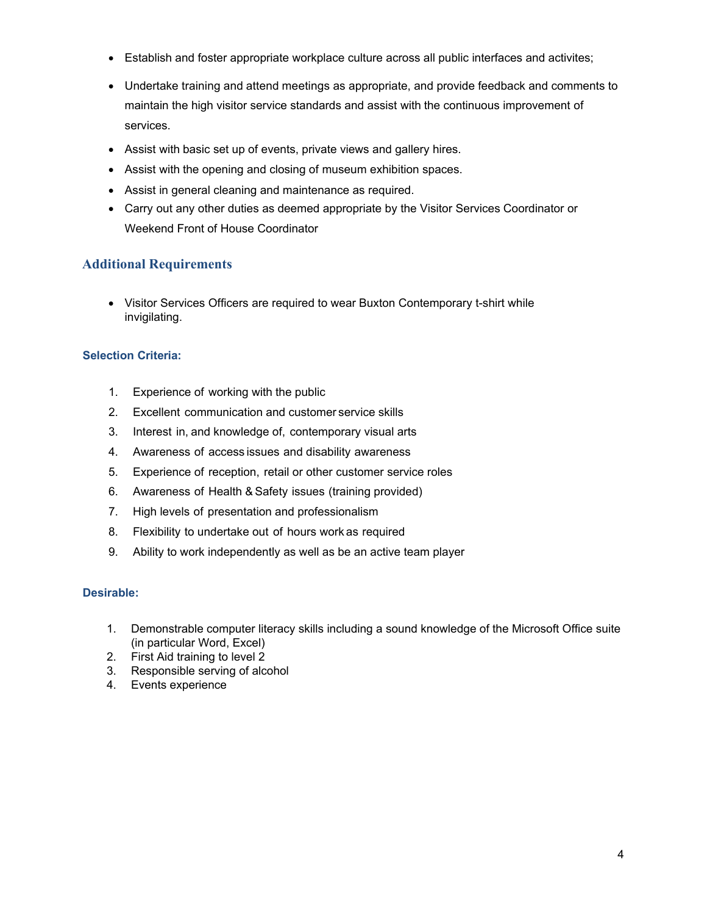- Establish and foster appropriate workplace culture across all public interfaces and activites;
- Undertake training and attend meetings as appropriate, and provide feedback and comments to maintain the high visitor service standards and assist with the continuous improvement of services.
- Assist with basic set up of events, private views and gallery hires.
- Assist with the opening and closing of museum exhibition spaces.
- Assist in general cleaning and maintenance as required.
- Carry out any other duties as deemed appropriate by the Visitor Services Coordinator or Weekend Front of House Coordinator

## Additional Requirements

- Visitor Services Officers are required to wear Buxton Contemporary t-shirt while invigilating.

### Selection Criteria:

1. Experience of working with the public
2. Excellent communication and customer service skills
3. Interest in, and knowledge of, contemporary visual arts
4. Awareness of access issues and disability awareness
5. Experience of reception, retail or other customer service roles
6. Awareness of Health & Safety issues (training provided)
7. High levels of presentation and professionalism
8. Flexibility to undertake out of hours work as required
9. Ability to work independently as well as be an active team player

### Desirable:

1. Demonstrable computer literacy skills including a sound knowledge of the Microsoft Office suite (in particular Word, Excel)
2. First Aid training to level 2
3. Responsible serving of alcohol
4. Events experience